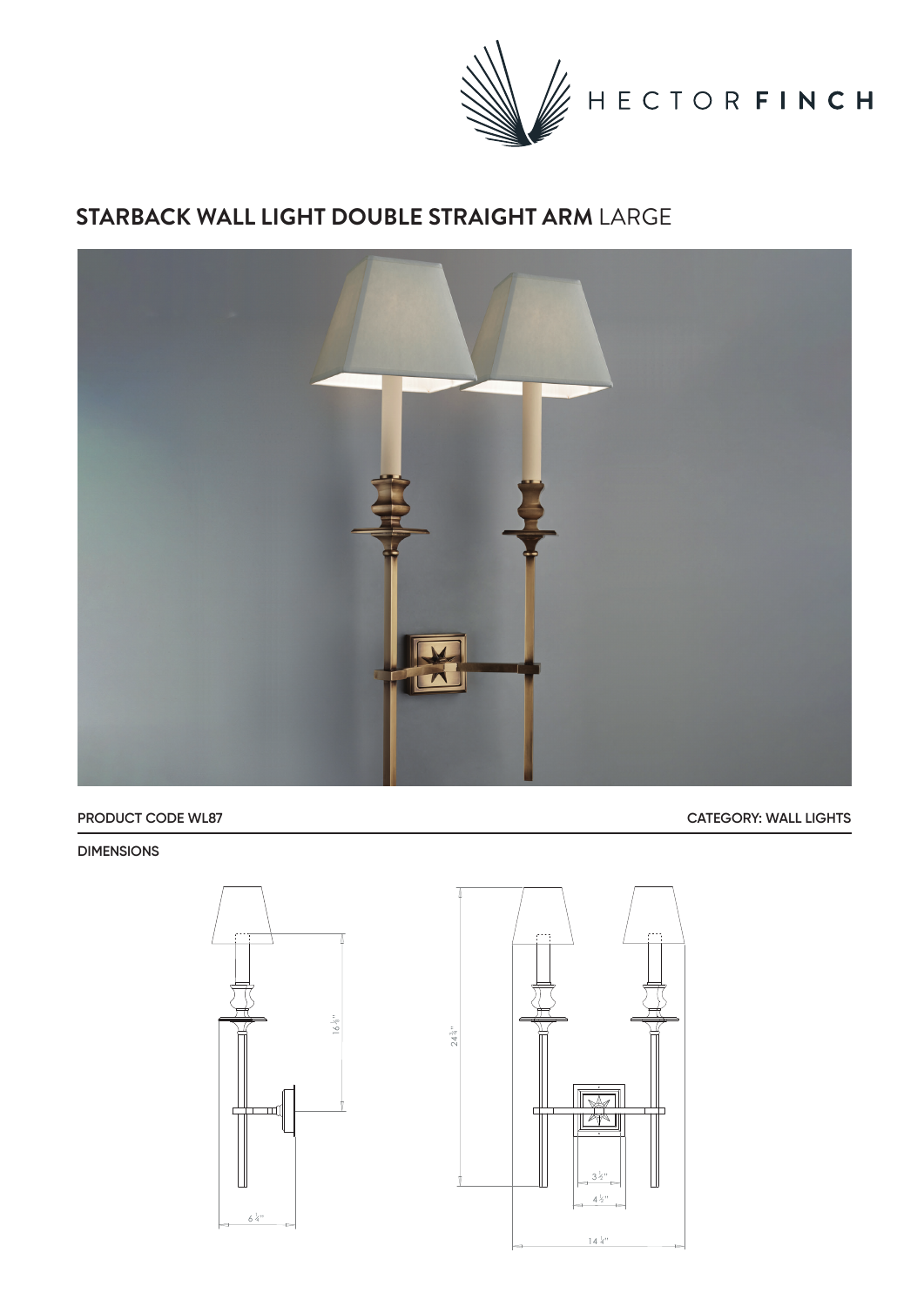HECTOR FINCH

# STARBACK WALL LIGHT DOUBLE STRAIGHT ARM LARGE

PRODUCT CODE WL87

CATEGORY: WALL LIGHTS

DIMENSIONS

16 ½"

6 ¼"

24 ¾"

3 ½"

4 ½"

14 ¼"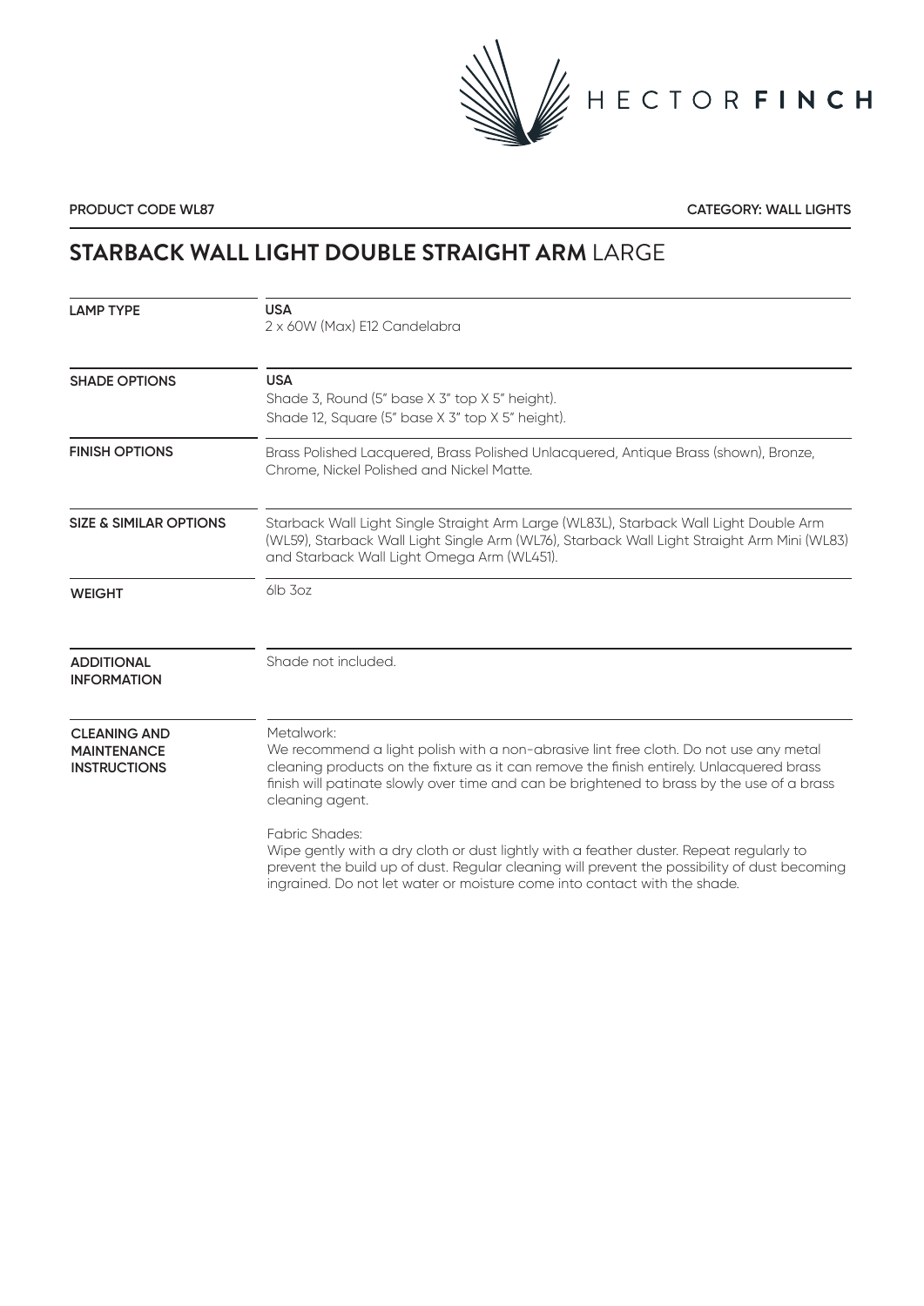HECTOR **FINCH**

**PRODUCT CODE WL87** | **CATEGORY: WALL LIGHTS**

# STARBACK WALL LIGHT DOUBLE STRAIGHT ARM LARGE

| | |
|---|---|
| **LAMP TYPE** | **USA**<br>2 x 60W (Max) E12 Candelabra |
| **SHADE OPTIONS** | **USA**<br>Shade 3, Round (5" base X 3" top X 5" height).<br>Shade 12, Square (5" base X 3" top X 5" height). |
| **FINISH OPTIONS** | Brass Polished Lacquered, Brass Polished Unlacquered, Antique Brass (shown), Bronze, Chrome, Nickel Polished and Nickel Matte. |
| **SIZE & SIMILAR OPTIONS** | Starback Wall Light Single Straight Arm Large (WL83L), Starback Wall Light Double Arm (WL59), Starback Wall Light Single Arm (WL76), Starback Wall Light Straight Arm Mini (WL83) and Starback Wall Light Omega Arm (WL451). |
| **WEIGHT** | 6lb 3oz |
| **ADDITIONAL INFORMATION** | Shade not included. |
| **CLEANING AND MAINTENANCE INSTRUCTIONS** | Metalwork:<br>We recommend a light polish with a non-abrasive lint free cloth. Do not use any metal cleaning products on the fixture as it can remove the finish entirely. Unlacquered brass finish will patinate slowly over time and can be brightened to brass by the use of a brass cleaning agent.<br><br>Fabric Shades:<br>Wipe gently with a dry cloth or dust lightly with a feather duster. Repeat regularly to prevent the build up of dust. Regular cleaning will prevent the possibility of dust becoming ingrained. Do not let water or moisture come into contact with the shade. |